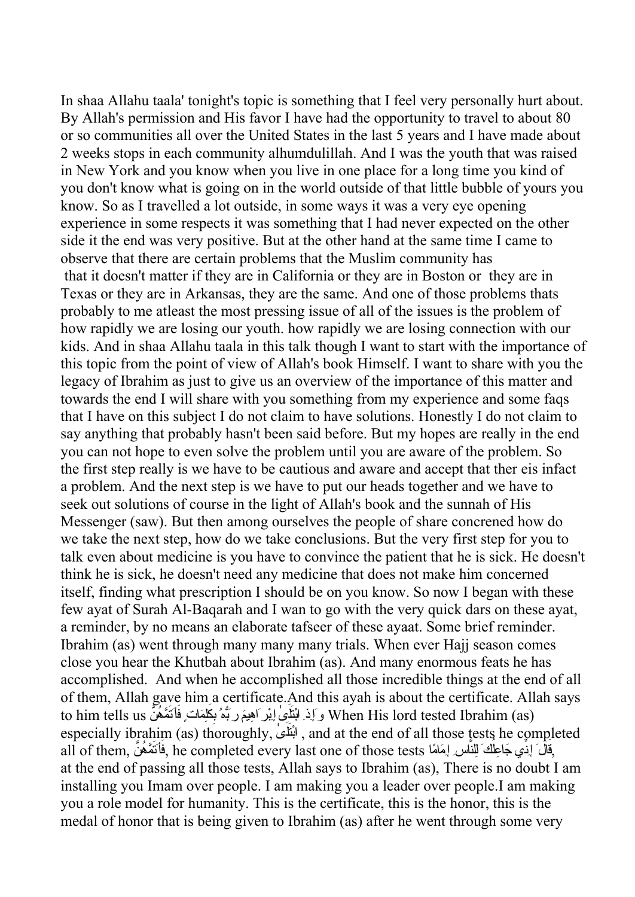In shaa Allahu taala' tonight's topic is something that I feel very personally hurt about. By Allah's permission and His favor I have had the opportunity to travel to about 80 or so communities all over the United States in the last 5 years and I have made about 2 weeks stops in each community alhumdulillah. And I was the youth that was raised in New York and you know when you live in one place for a long time you kind of you don't know what is going on in the world outside of that little bubble of yours you know. So as I travelled a lot outside, in some ways it was a very eye opening experience in some respects it was something that I had never expected on the other side it the end was very positive. But at the other hand at the same time I came to observe that there are certain problems that the Muslim community has that it doesn't matter if they are in California or they are in Boston or they are in Texas or they are in Arkansas, they are the same. And one of those problems thats probably to me atleast the most pressing issue of all of the issues is the problem of how rapidly we are losing our youth. how rapidly we are losing connection with our kids. And in shaa Allahu taala in this talk though I want to start with the importance of this topic from the point of view of Allah's book Himself. I want to share with you the legacy of Ibrahim as just to give us an overview of the importance of this matter and towards the end I will share with you something from my experience and some faqs that I have on this subject I do not claim to have solutions. Honestly I do not claim to say anything that probably hasn't been said before. But my hopes are really in the end you can not hope to even solve the problem until you are aware of the problem. So the first step really is we have to be cautious and aware and accept that ther eis infact a problem. And the next step is we have to put our heads together and we have to seek out solutions of course in the light of Allah's book and the sunnah of His Messenger (saw). But then among ourselves the people of share concrened how do we take the next step, how do we take conclusions. But the very first step for you to talk even about medicine is you have to convince the patient that he is sick. He doesn't think he is sick, he doesn't need any medicine that does not make him concerned itself, finding what prescription I should be on you know. So now I began with these few ayat of Surah Al-Baqarah and I wan to go with the very quick dars on these ayat, a reminder, by no means an elaborate tafseer of these ayaat. Some brief reminder. Ibrahim (as) went through many many many trials. When ever Hajj season comes close you hear the Khutbah about Ibrahim (as). And many enormous feats he has accomplished. And when he accomplished all those incredible things at the end of all of them, Allah gave him a certificate.And this ayah is about the certificate. Allah says to him tells us وَإِذِ ابْتَلَىٰ إِبْرَاهِيمَ رَبُّهُ بِكَلِمَاتٍ فَأَتَمَّهُنَّ When His lord tested Ibrahim (as) especially ibrahim (as) thoroughly, ابْتَلَىٰ , and at the end of all those tests he completed all of them, فَأَتَمَّهُنَّ, he completed every last one of those tests قَالَ إِنِّي جَاعِلُكَ لِلنَّاسِ إِمَامًا, at the end of passing all those tests, Allah says to Ibrahim (as), There is no doubt I am installing you Imam over people. I am making you a leader over people.I am making you a role model for humanity. This is the certificate, this is the honor, this is the medal of honor that is being given to Ibrahim (as) after he went through some very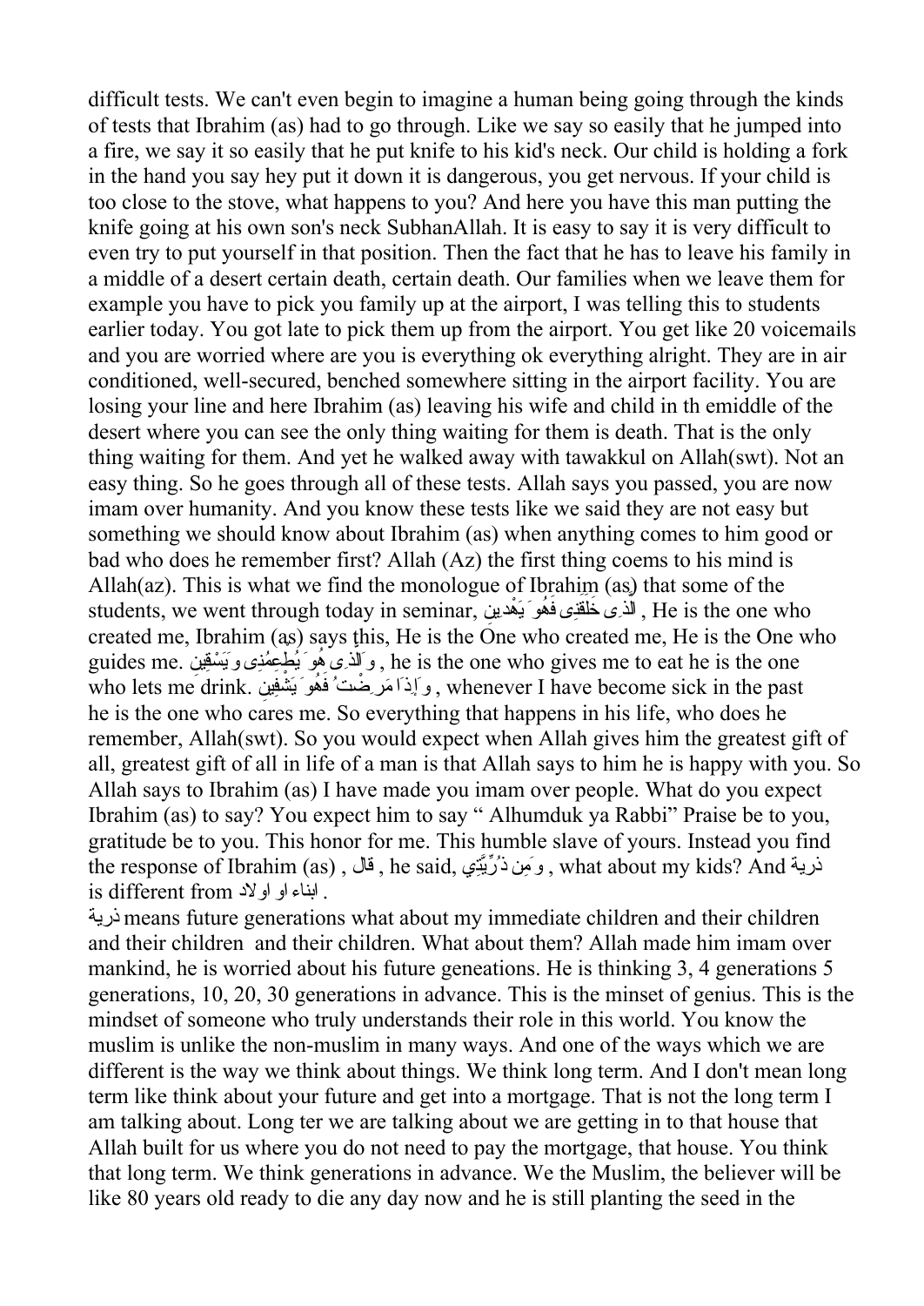difficult tests. We can't even begin to imagine a human being going through the kinds of tests that Ibrahim (as) had to go through. Like we say so easily that he jumped into a fire, we say it so easily that he put knife to his kid's neck. Our child is holding a fork in the hand you say hey put it down it is dangerous, you get nervous. If your child is too close to the stove, what happens to you? And here you have this man putting the knife going at his own son's neck SubhanAllah. It is easy to say it is very difficult to even try to put yourself in that position. Then the fact that he has to leave his family in a middle of a desert certain death, certain death. Our families when we leave them for example you have to pick you family up at the airport, I was telling this to students earlier today. You got late to pick them up from the airport. You get like 20 voicemails and you are worried where are you is everything ok everything alright. They are in air conditioned, well-secured, benched somewhere sitting in the airport facility. You are losing your line and here Ibrahim (as) leaving his wife and child in th emiddle of the desert where you can see the only thing waiting for them is death. That is the only thing waiting for them. And yet he walked away with tawakkul on Allah(swt). Not an easy thing. So he goes through all of these tests. Allah says you passed, you are now imam over humanity. And you know these tests like we said they are not easy but something we should know about Ibrahim (as) when anything comes to him good or bad who does he remember first? Allah (Az) the first thing coems to his mind is Allah(az). This is what we find the monologue of Ibrahim (as) that some of the students, we went through today in seminar, الَّذِى خَلَقَنِى فَهُوَ يَهْدِينِ , He is the one who created me, Ibrahim (as) says this, He is the One who created me, He is the One who guides me. وَالَّذِى هُوَ يُطْعِمُنِى وَيَسْقِينِ , he is the one who gives me to eat he is the one who lets me drink. وَإِذَا مَرِضْتُ فَهُوَ يَشْفِينِ , whenever I have become sick in the past he is the one who cares me. So everything that happens in his life, who does he remember, Allah(swt). So you would expect when Allah gives him the greatest gift of all, greatest gift of all in life of a man is that Allah says to him he is happy with you. So Allah says to Ibrahim (as) I have made you imam over people. What do you expect Ibrahim (as) to say? You expect him to say " Alhumduk ya Rabbi" Praise be to you, gratitude be to you. This honor for me. This humble slave of yours. Instead you find the response of Ibrahim (as) , قال , he said, وَمِن ذُرِّيَّتِي , what about my kids? And ذرية is different from ابناء او اولاد .

ذرية means future generations what about my immediate children and their children and their children and their children. What about them? Allah made him imam over mankind, he is worried about his future geneations. He is thinking 3, 4 generations 5 generations, 10, 20, 30 generations in advance. This is the minset of genius. This is the mindset of someone who truly understands their role in this world. You know the muslim is unlike the non-muslim in many ways. And one of the ways which we are different is the way we think about things. We think long term. And I don't mean long term like think about your future and get into a mortgage. That is not the long term I am talking about. Long ter we are talking about we are getting in to that house that Allah built for us where you do not need to pay the mortgage, that house. You think that long term. We think generations in advance. We the Muslim, the believer will be like 80 years old ready to die any day now and he is still planting the seed in the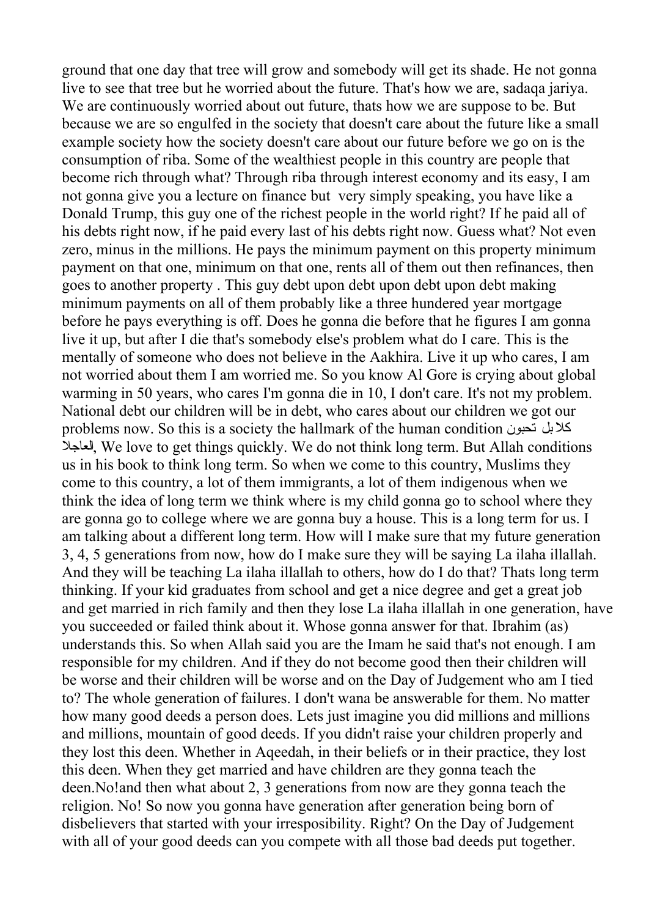ground that one day that tree will grow and somebody will get its shade. He not gonna live to see that tree but he worried about the future. That's how we are, sadaqa jariya. We are continuously worried about out future, thats how we are suppose to be. But because we are so engulfed in the society that doesn't care about the future like a small example society how the society doesn't care about our future before we go on is the consumption of riba. Some of the wealthiest people in this country are people that become rich through what? Through riba through interest economy and its easy, I am not gonna give you a lecture on finance but very simply speaking, you have like a Donald Trump, this guy one of the richest people in the world right? If he paid all of his debts right now, if he paid every last of his debts right now. Guess what? Not even zero, minus in the millions. He pays the minimum payment on this property minimum payment on that one, minimum on that one, rents all of them out then refinances, then goes to another property . This guy debt upon debt upon debt upon debt making minimum payments on all of them probably like a three hundered year mortgage before he pays everything is off. Does he gonna die before that he figures I am gonna live it up, but after I die that's somebody else's problem what do I care. This is the mentally of someone who does not believe in the Aakhira. Live it up who cares, I am not worried about them I am worried me. So you know Al Gore is crying about global warming in 50 years, who cares I'm gonna die in 10, I don't care. It's not my problem. National debt our children will be in debt, who cares about our children we got our problems now. So this is a society the hallmark of the human condition كلابل تحبون العاجلا, We love to get things quickly. We do not think long term. But Allah conditions us in his book to think long term. So when we come to this country, Muslims they come to this country, a lot of them immigrants, a lot of them indigenous when we think the idea of long term we think where is my child gonna go to school where they are gonna go to college where we are gonna buy a house. This is a long term for us. I am talking about a different long term. How will I make sure that my future generation 3, 4, 5 generations from now, how do I make sure they will be saying La ilaha illallah. And they will be teaching La ilaha illallah to others, how do I do that? Thats long term thinking. If your kid graduates from school and get a nice degree and get a great job and get married in rich family and then they lose La ilaha illallah in one generation, have you succeeded or failed think about it. Whose gonna answer for that. Ibrahim (as) understands this. So when Allah said you are the Imam he said that's not enough. I am responsible for my children. And if they do not become good then their children will be worse and their children will be worse and on the Day of Judgement who am I tied to? The whole generation of failures. I don't wana be answerable for them. No matter how many good deeds a person does. Lets just imagine you did millions and millions and millions, mountain of good deeds. If you didn't raise your children properly and they lost this deen. Whether in Aqeedah, in their beliefs or in their practice, they lost this deen. When they get married and have children are they gonna teach the deen.No!and then what about 2, 3 generations from now are they gonna teach the religion. No! So now you gonna have generation after generation being born of disbelievers that started with your irresposibility. Right? On the Day of Judgement with all of your good deeds can you compete with all those bad deeds put together.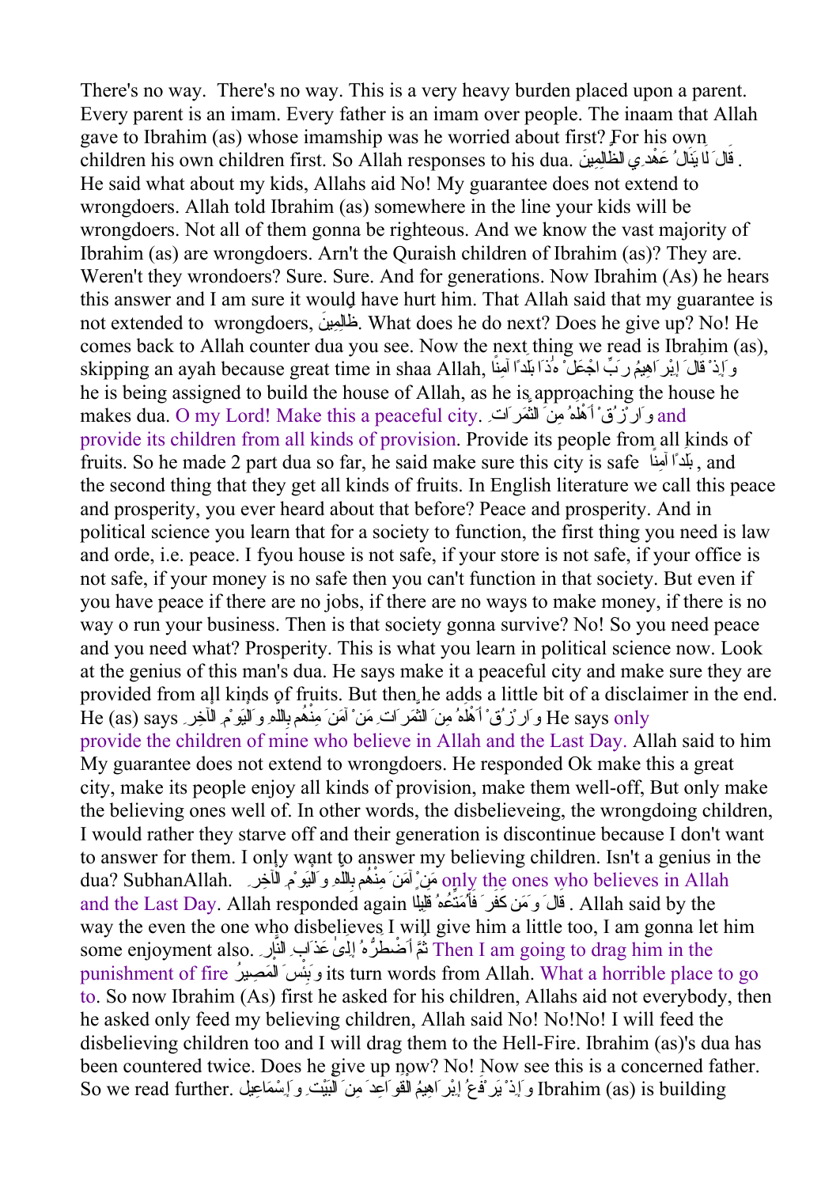There's no way. There's no way. This is a very heavy burden placed upon a parent. Every parent is an imam. Every father is an imam over people. The inaam that Allah gave to Ibrahim (as) whose imamship was he worried about first? For his own children his own children first. So Allah responses to his dua. قَالَ لَا يَنَالُ عَهْدِي الظَّالِمِينَ. He said what about my kids, Allahs aid No! My guarantee does not extend to wrongdoers. Allah told Ibrahim (as) somewhere in the line your kids will be wrongdoers. Not all of them gonna be righteous. And we know the vast majority of Ibrahim (as) are wrongdoers. Arn't the Quraish children of Ibrahim (as)? They are. Weren't they wrondoers? Sure. Sure. And for generations. Now Ibrahim (As) he hears this answer and I am sure it would have hurt him. That Allah said that my guarantee is not extended to wrongdoers, ظَالِمِينَ. What does he do next? Does he give up? No! He comes back to Allah counter dua you see. Now the next thing we read is Ibrahim (as), skipping an ayah because great time in shaa Allah, وَإِذْ قَالَ إِبْرَاهِيمُ رَبِّ اجْعَلْ هَٰذَا بَلَدًا آمِنًا he is being assigned to build the house of Allah, as he is approaching the house he makes dua. O my Lord! Make this a peaceful city. وَارْزُقْ أَهْلَهُ مِنَ الثَّمَرَاتِ and provide its children from all kinds of provision. Provide its people from all kinds of fruits. So he made 2 part dua so far, he said make sure this city is safe بَلَدًا آمِنًا, and the second thing that they get all kinds of fruits. In English literature we call this peace and prosperity, you ever heard about that before? Peace and prosperity. And in political science you learn that for a society to function, the first thing you need is law and orde, i.e. peace. I fyou house is not safe, if your store is not safe, if your office is not safe, if your money is no safe then you can't function in that society. But even if you have peace if there are no jobs, if there are no ways to make money, if there is no way o run your business. Then is that society gonna survive? No! So you need peace and you need what? Prosperity. This is what you learn in political science now. Look at the genius of this man's dua. He says make it a peaceful city and make sure they are provided from all kinds of fruits. But then he adds a little bit of a disclaimer in the end. He (as) says وَارْزُقْ أَهْلَهُ مِنَ الثَّمَرَاتِ مَنْ آمَنَ مِنْهُم بِاللَّهِ وَالْيَوْمِ الْآخِرِ He says only provide the children of mine who believe in Allah and the Last Day. Allah said to him My guarantee does not extend to wrongdoers. He responded Ok make this a great city, make its people enjoy all kinds of provision, make them well-off, But only make the believing ones well of. In other words, the disbelieveing, the wrongdoing children, I would rather they starve off and their generation is discontinue because I don't want to answer for them. I only want to answer my believing children. Isn't a genius in the dua? SubhanAllah. مَنْ آمَنَ مِنْهُم بِاللَّهِ وَالْيَوْمِ الْآخِرِ only the ones who believes in Allah and the Last Day. Allah responded again قَالَ وَمَن كَفَرَ فَأُمَتِّعُهُ قَلِيلًا. Allah said by the way the even the one who disbelieves I will give him a little too, I am gonna let him some enjoyment also. ثُمَّ أَضْطَرُّهُ إِلَىٰ عَذَابِ النَّارِ Then I am going to drag him in the punishment of fire وَبِئْسَ الْمَصِيرُ its turn words from Allah. What a horrible place to go to. So now Ibrahim (As) first he asked for his children, Allahs aid not everybody, then he asked only feed my believing children, Allah said No! No!No! I will feed the disbelieving children too and I will drag them to the Hell-Fire. Ibrahim (as)'s dua has been countered twice. Does he give up now? No! Now see this is a concerned father. So we read further. وَإِذْ يَرْفَعُ إِبْرَاهِيمُ الْقَوَاعِدَ مِنَ الْبَيْتِ وَإِسْمَاعِيلُ Ibrahim (as) is building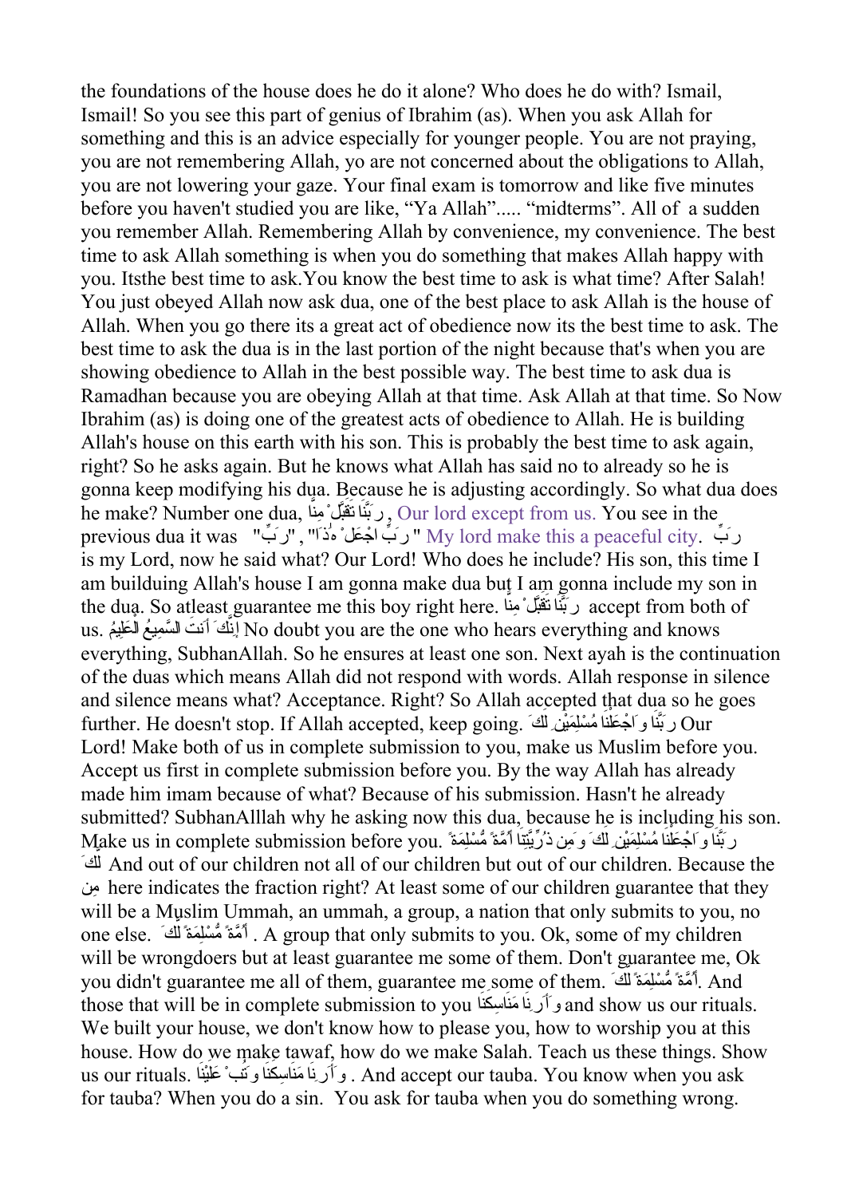the foundations of the house does he do it alone? Who does he do with? Ismail, Ismail! So you see this part of genius of Ibrahim (as). When you ask Allah for something and this is an advice especially for younger people. You are not praying, you are not remembering Allah, yo are not concerned about the obligations to Allah, you are not lowering your gaze. Your final exam is tomorrow and like five minutes before you haven't studied you are like, "Ya Allah"..... "midterms". All of a sudden you remember Allah. Remembering Allah by convenience, my convenience. The best time to ask Allah something is when you do something that makes Allah happy with you. Itsthe best time to ask.You know the best time to ask is what time? After Salah! You just obeyed Allah now ask dua, one of the best place to ask Allah is the house of Allah. When you go there its a great act of obedience now its the best time to ask. The best time to ask the dua is in the last portion of the night because that's when you are showing obedience to Allah in the best possible way. The best time to ask dua is Ramadhan because you are obeying Allah at that time. Ask Allah at that time. So Now Ibrahim (as) is doing one of the greatest acts of obedience to Allah. He is building Allah's house on this earth with his son. This is probably the best time to ask again, right? So he asks again. But he knows what Allah has said no to already so he is gonna keep modifying his dua. Because he is adjusting accordingly. So what dua does he make? Number one dua, رَبَّنَا تَقَبَّلْ مِنَّا, Our lord except from us. You see in the previous dua it was "رَبِّ" , "رَبِّ اجْعَلْ هَٰذَا" My lord make this a peaceful city. رَبِّ is my Lord, now he said what? Our Lord! Who does he include? His son, this time I am builduing Allah's house I am gonna make dua but I am gonna include my son in the dua. So atleast guarantee me this boy right here. رَبَّنَا تَقَبَّلْ مِنَّا accept from both of us. إِنَّكَ أَنتَ السَّمِيعُ الْعَلِيمُ No doubt you are the one who hears everything and knows everything, SubhanAllah. So he ensures at least one son. Next ayah is the continuation of the duas which means Allah did not respond with words. Allah response in silence and silence means what? Acceptance. Right? So Allah accepted that dua so he goes further. He doesn't stop. If Allah accepted, keep going. رَبَّنَا وَاجْعَلْنَا مُسْلِمَيْنِ لَكَ Our Lord! Make both of us in complete submission to you, make us Muslim before you. Accept us first in complete submission before you. By the way Allah has already made him imam because of what? Because of his submission. Hasn't he already submitted? SubhanAlllah why he asking now this dua, because he is including his son. Make us in complete submission before you. رَبَّنَا وَاجْعَلْنَا مُسْلِمَيْنِ لَكَ وَمِن ذُرِّيَّتِنَا أُمَّةً مُّسْلِمَةً لَّكَ And out of our children not all of our children but out of our children. Because the مِن here indicates the fraction right? At least some of our children guarantee that they will be a Muslim Ummah, an ummah, a group, a nation that only submits to you, no one else. أُمَّةً مُّسْلِمَةً لَّكَ . A group that only submits to you. Ok, some of my children will be wrongdoers but at least guarantee me some of them. Don't guarantee me, Ok you didn't guarantee me all of them, guarantee me some of them. أُمَّةً مُّسْلِمَةً لَّكَ. And those that will be in complete submission to you وَأَرِنَا مَنَاسِكَنَا and show us our rituals. We built your house, we don't know how to please you, how to worship you at this house. How do we make tawaf, how do we make Salah. Teach us these things. Show us our rituals. وَأَرِنَا مَنَاسِكَنَا وَتُبْ عَلَيْنَا . And accept our tauba. You know when you ask for tauba? When you do a sin. You ask for tauba when you do something wrong.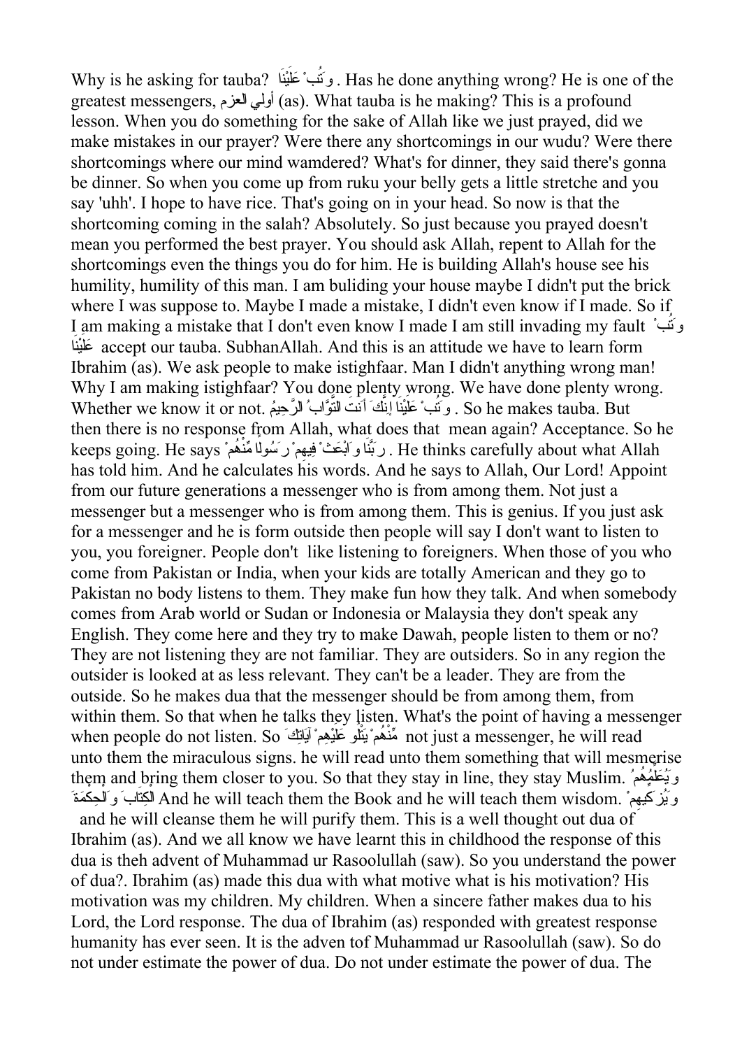Why is he asking for tauba? وَتُبْ عَلَيْنَا . Has he done anything wrong? He is one of the greatest messengers, أولي العزم (as). What tauba is he making? This is a profound lesson. When you do something for the sake of Allah like we just prayed, did we make mistakes in our prayer? Were there any shortcomings in our wudu? Were there shortcomings where our mind wamdered? What's for dinner, they said there's gonna be dinner. So when you come up from ruku your belly gets a little stretche and you say 'uhh'. I hope to have rice. That's going on in your head. So now is that the shortcoming coming in the salah? Absolutely. So just because you prayed doesn't mean you performed the best prayer. You should ask Allah, repent to Allah for the shortcomings even the things you do for him. He is building Allah's house see his humility, humility of this man. I am buliding your house maybe I didn't put the brick where I was suppose to. Maybe I made a mistake, I didn't even know if I made. So if I am making a mistake that I don't even know I made I am still invading my fault وَتُبْ عَلَيْنَا accept our tauba. SubhanAllah. And this is an attitude we have to learn form Ibrahim (as). We ask people to make istighfaar. Man I didn't anything wrong man! Why I am making istighfaar? You done plenty wrong. We have done plenty wrong. Whether we know it or not. وَتُبْ عَلَيْنَا إِنَّكَ أَنتَ التَّوَّابُ الرَّحِيمُ . So he makes tauba. But then there is no response from Allah, what does that mean again? Acceptance. So he keeps going. He says رَبَّنَا وَابْعَثْ فِيهِمْ رَسُولًا مِّنْهُمْ . He thinks carefully about what Allah has told him. And he calculates his words. And he says to Allah, Our Lord! Appoint from our future generations a messenger who is from among them. Not just a messenger but a messenger who is from among them. This is genius. If you just ask for a messenger and he is form outside then people will say I don't want to listen to you, you foreigner. People don't like listening to foreigners. When those of you who come from Pakistan or India, when your kids are totally American and they go to Pakistan no body listens to them. They make fun how they talk. And when somebody comes from Arab world or Sudan or Indonesia or Malaysia they don't speak any English. They come here and they try to make Dawah, people listen to them or no? They are not listening they are not familiar. They are outsiders. So in any region the outsider is looked at as less relevant. They can't be a leader. They are from the outside. So he makes dua that the messenger should be from among them, from within them. So that when he talks they listen. What's the point of having a messenger when people do not listen. So مِّنْهُمْ يَتْلُو عَلَيْهِمْ آيَاتِكَ not just a messenger, he will read unto them the miraculous signs. he will read unto them something that will mesmerise them and bring them closer to you. So that they stay in line, they stay Muslim. وَيُعَلِّمُهُمُ الْكِتَابَ وَالْحِكْمَةَ And he will teach them the Book and he will teach them wisdom. وَيُزَكِّيهِمْ and he will cleanse them he will purify them. This is a well thought out dua of Ibrahim (as). And we all know we have learnt this in childhood the response of this dua is theh advent of Muhammad ur Rasoolullah (saw). So you understand the power of dua?. Ibrahim (as) made this dua with what motive what is his motivation? His motivation was my children. My children. When a sincere father makes dua to his Lord, the Lord response. The dua of Ibrahim (as) responded with greatest response humanity has ever seen. It is the adven tof Muhammad ur Rasoolullah (saw). So do not under estimate the power of dua. Do not under estimate the power of dua. The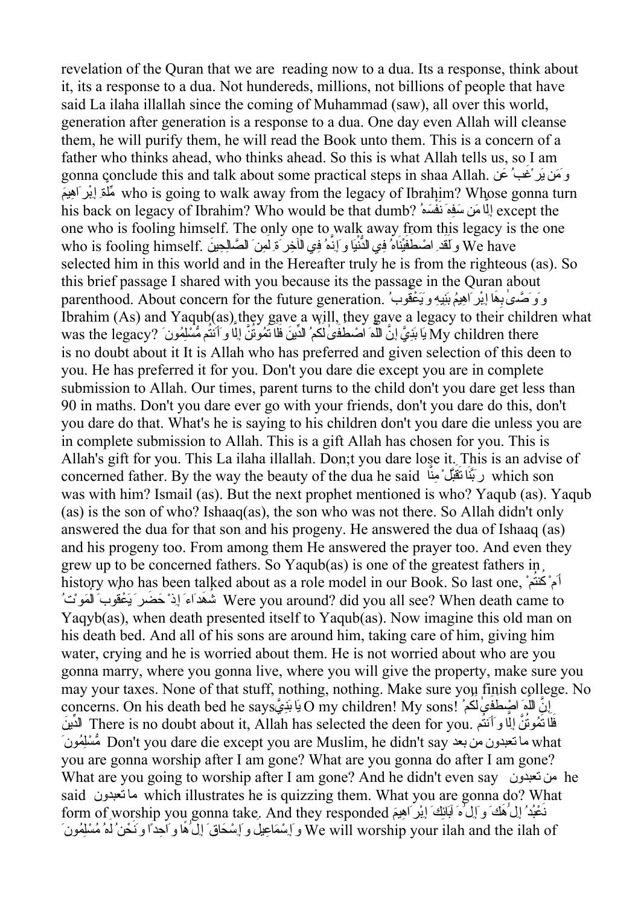revelation of the Quran that we are reading now to a dua. Its a response, think about it, its a response to a dua. Not hundereds, millions, not billions of people that have said La ilaha illallah since the coming of Muhammad (saw), all over this world, generation after generation is a response to a dua. One day even Allah will cleanse them, he will purify them, he will read the Book unto them. This is a concern of a father who thinks ahead, who thinks ahead. So this is what Allah tells us, so I am gonna conclude this and talk about some practical steps in shaa Allah. وَمَن يَرْغَبُ عَن مِّلَّةِ إِبْرَاهِيمَ who is going to walk away from the legacy of Ibrahim? Whose gonna turn his back on legacy of Ibrahim? Who would be that dumb? إِلَّا مَن سَفِهَ نَفْسَهُ except the one who is fooling himself. The only one to walk away from this legacy is the one who is fooling himself. وَلَقَدِ اصْطَفَيْنَاهُ فِي الدُّنْيَا وَإِنَّهُ فِي الْآخِرَةِ لَمِنَ الصَّالِحِينَ We have selected him in this world and in the Hereafter truly he is from the righteous (as). So this brief passage I shared with you because its the passage in the Quran about parenthood. About concern for the future generation. وَوَصَّىٰ بِهَا إِبْرَاهِيمُ بَنِيهِ وَيَعْقُوبُ Ibrahim (As) and Yaqub(as) they gave a will, they gave a legacy to their children what was the legacy? يَا بَنِيَّ إِنَّ اللَّهَ اصْطَفَىٰ لَكُمُ الدِّينَ فَلَا تَمُوتُنَّ إِلَّا وَأَنتُم مُّسْلِمُونَ My children there is no doubt about it It is Allah who has preferred and given selection of this deen to you. He has preferred it for you. Don't you dare die except you are in complete submission to Allah. Our times, parent turns to the child don't you dare get less than 90 in maths. Don't you dare ever go with your friends, don't you dare do this, don't you dare do that. What's he is saying to his children don't you dare die unless you are in complete submission to Allah. This is a gift Allah has chosen for you. This is Allah's gift for you. This La ilaha illallah. Don;t you dare lose it. This is an advise of concerned father. By the way the beauty of the dua he said رَبَّنَا تَقَبَّلْ مِنَّا which son was with him? Ismail (as). But the next prophet mentioned is who? Yaqub (as). Yaqub (as) is the son of who? Ishaaq(as), the son who was not there. So Allah didn't only answered the dua for that son and his progeny. He answered the dua of Ishaaq (as) and his progeny too. From among them He answered the prayer too. And even they grew up to be concerned fathers. So Yaqub(as) is one of the greatest fathers in history who has been talked about as a role model in our Book. So last one, أَمْ كُنتُمْ شُهَدَاءَ إِذْ حَضَرَ يَعْقُوبَ الْمَوْتُ Were you around? did you all see? When death came to Yaqyb(as), when death presented itself to Yaqub(as). Now imagine this old man on his death bed. And all of his sons are around him, taking care of him, giving him water, crying and he is worried about them. He is not worried about who are you gonna marry, where you gonna live, where you will give the property, make sure you may your taxes. None of that stuff, nothing, nothing. Make sure you finish college. No concerns. On his death bed he says يَا بَنِيَّ O my children! My sons! إِنَّ اللَّهَ اصْطَفَىٰ لَكُمُ الدِّينَ There is no doubt about it, Allah has selected the deen for you. فَلَا تَمُوتُنَّ إِلَّا وَأَنتُم مُّسْلِمُونَ Don't you dare die except you are Muslim, he didn't say ما تعبدون من بعد what you are gonna worship after I am gone? What are you gonna do after I am gone? What are you going to worship after I am gone? And he didn't even say من تعبدون he said ما تعبدون which illustrates he is quizzing them. What you are gonna do? What form of worship you gonna take. And they responded نَعْبُدُ إِلَٰهَكَ وَإِلَٰهَ آبَائِكَ إِبْرَاهِيمَ وَإِسْمَاعِيلَ وَإِسْحَاقَ إِلَٰهًا وَاحِدًا وَنَحْنُ لَهُ مُسْلِمُونَ We will worship your ilah and the ilah of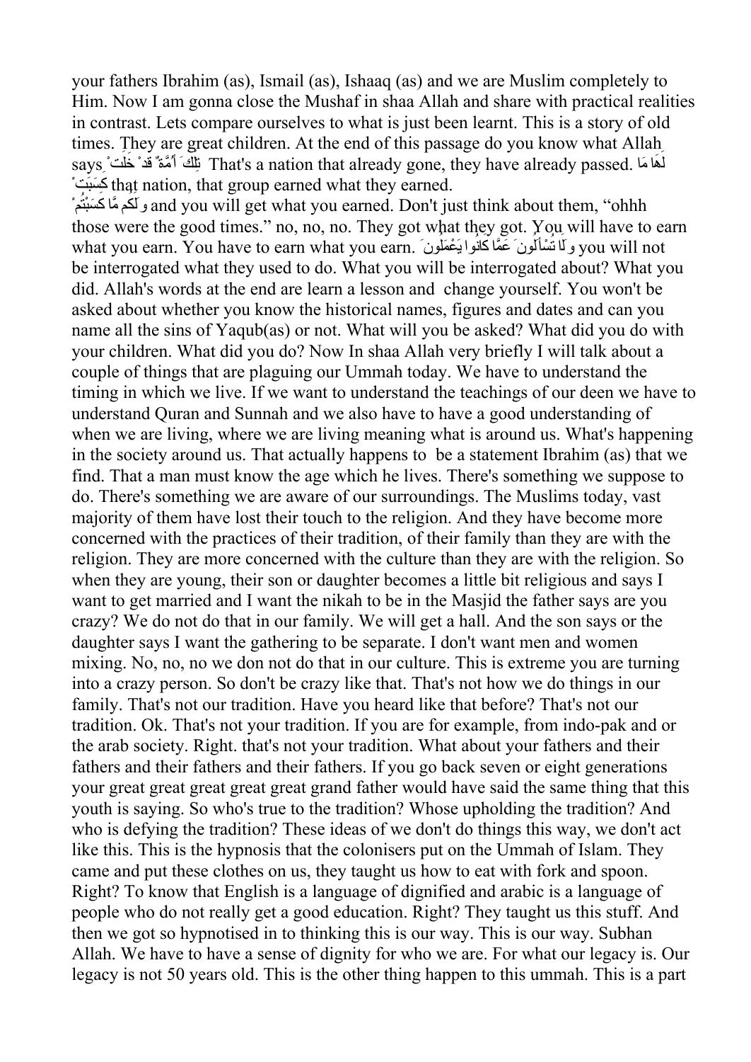your fathers Ibrahim (as), Ismail (as), Ishaaq (as) and we are Muslim completely to Him. Now I am gonna close the Mushaf in shaa Allah and share with practical realities in contrast. Lets compare ourselves to what is just been learnt. This is a story of old times. They are great children. At the end of this passage do you know what Allah says تِلْكَ أُمَّةٌ قَدْ خَلَتْ That's a nation that already gone, they have already passed. لَهَا مَا كَسَبَتْ that nation, that group earned what they earned.
وَلَكُم مَّا كَسَبْتُمْ and you will get what you earned. Don't just think about them, "ohhh those were the good times." no, no, no. They got what they got. You will have to earn what you earn. You have to earn what you earn. وَلَا تُسْأَلُونَ عَمَّا كَانُوا يَعْمَلُونَ you will not be interrogated what they used to do. What you will be interrogated about? What you did. Allah's words at the end are learn a lesson and change yourself. You won't be asked about whether you know the historical names, figures and dates and can you name all the sins of Yaqub(as) or not. What will you be asked? What did you do with your children. What did you do? Now In shaa Allah very briefly I will talk about a couple of things that are plaguing our Ummah today. We have to understand the timing in which we live. If we want to understand the teachings of our deen we have to understand Quran and Sunnah and we also have to have a good understanding of when we are living, where we are living meaning what is around us. What's happening in the society around us. That actually happens to be a statement Ibrahim (as) that we find. That a man must know the age which he lives. There's something we suppose to do. There's something we are aware of our surroundings. The Muslims today, vast majority of them have lost their touch to the religion. And they have become more concerned with the practices of their tradition, of their family than they are with the religion. They are more concerned with the culture than they are with the religion. So when they are young, their son or daughter becomes a little bit religious and says I want to get married and I want the nikah to be in the Masjid the father says are you crazy? We do not do that in our family. We will get a hall. And the son says or the daughter says I want the gathering to be separate. I don't want men and women mixing. No, no, no we don not do that in our culture. This is extreme you are turning into a crazy person. So don't be crazy like that. That's not how we do things in our family. That's not our tradition. Have you heard like that before? That's not our tradition. Ok. That's not your tradition. If you are for example, from indo-pak and or the arab society. Right. that's not your tradition. What about your fathers and their fathers and their fathers and their fathers. If you go back seven or eight generations your great great great great great grand father would have said the same thing that this youth is saying. So who's true to the tradition? Whose upholding the tradition? And who is defying the tradition? These ideas of we don't do things this way, we don't act like this. This is the hypnosis that the colonisers put on the Ummah of Islam. They came and put these clothes on us, they taught us how to eat with fork and spoon. Right? To know that English is a language of dignified and arabic is a language of people who do not really get a good education. Right? They taught us this stuff. And then we got so hypnotised in to thinking this is our way. This is our way. Subhan Allah. We have to have a sense of dignity for who we are. For what our legacy is. Our legacy is not 50 years old. This is the other thing happen to this ummah. This is a part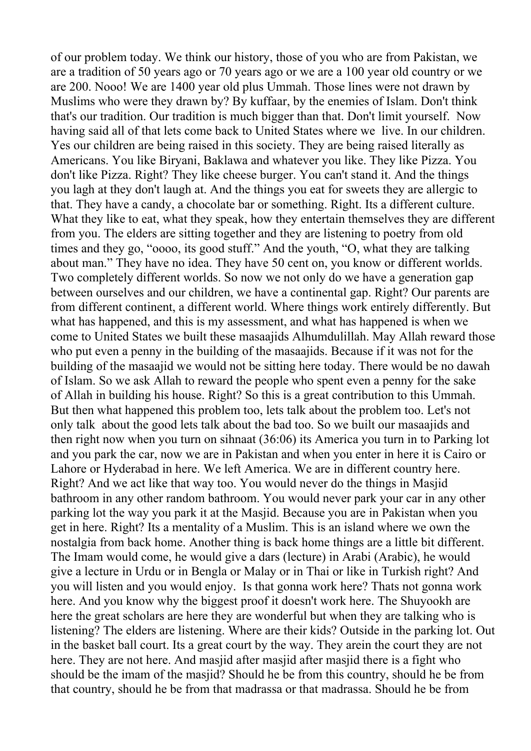of our problem today. We think our history, those of you who are from Pakistan, we are a tradition of 50 years ago or 70 years ago or we are a 100 year old country or we are 200. Nooo! We are 1400 year old plus Ummah. Those lines were not drawn by Muslims who were they drawn by? By kuffaar, by the enemies of Islam. Don't think that's our tradition. Our tradition is much bigger than that. Don't limit yourself. Now having said all of that lets come back to United States where we live. In our children. Yes our children are being raised in this society. They are being raised literally as Americans. You like Biryani, Baklawa and whatever you like. They like Pizza. You don't like Pizza. Right? They like cheese burger. You can't stand it. And the things you lagh at they don't laugh at. And the things you eat for sweets they are allergic to that. They have a candy, a chocolate bar or something. Right. Its a different culture. What they like to eat, what they speak, how they entertain themselves they are different from you. The elders are sitting together and they are listening to poetry from old times and they go, "oooo, its good stuff." And the youth, "O, what they are talking about man." They have no idea. They have 50 cent on, you know or different worlds. Two completely different worlds. So now we not only do we have a generation gap between ourselves and our children, we have a continental gap. Right? Our parents are from different continent, a different world. Where things work entirely differently. But what has happened, and this is my assessment, and what has happened is when we come to United States we built these masaajids Alhumdulillah. May Allah reward those who put even a penny in the building of the masaajids. Because if it was not for the building of the masaajid we would not be sitting here today. There would be no dawah of Islam. So we ask Allah to reward the people who spent even a penny for the sake of Allah in building his house. Right? So this is a great contribution to this Ummah. But then what happened this problem too, lets talk about the problem too. Let's not only talk about the good lets talk about the bad too. So we built our masaajids and then right now when you turn on sihnaat (36:06) its America you turn in to Parking lot and you park the car, now we are in Pakistan and when you enter in here it is Cairo or Lahore or Hyderabad in here. We left America. We are in different country here. Right? And we act like that way too. You would never do the things in Masjid bathroom in any other random bathroom. You would never park your car in any other parking lot the way you park it at the Masjid. Because you are in Pakistan when you get in here. Right? Its a mentality of a Muslim. This is an island where we own the nostalgia from back home. Another thing is back home things are a little bit different. The Imam would come, he would give a dars (lecture) in Arabi (Arabic), he would give a lecture in Urdu or in Bengla or Malay or in Thai or like in Turkish right? And you will listen and you would enjoy. Is that gonna work here? Thats not gonna work here. And you know why the biggest proof it doesn't work here. The Shuyookh are here the great scholars are here they are wonderful but when they are talking who is listening? The elders are listening. Where are their kids? Outside in the parking lot. Out in the basket ball court. Its a great court by the way. They arein the court they are not here. They are not here. And masjid after masjid after masjid there is a fight who should be the imam of the masjid? Should he be from this country, should he be from that country, should he be from that madrassa or that madrassa. Should he be from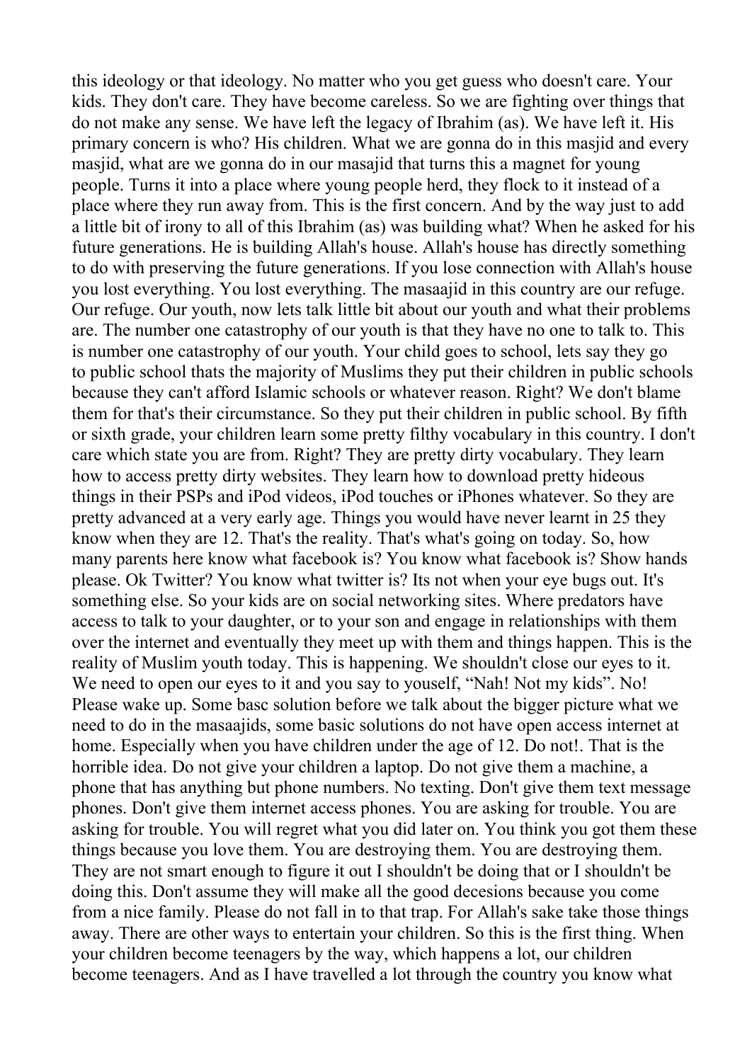this ideology or that ideology. No matter who you get guess who doesn't care. Your kids. They don't care. They have become careless. So we are fighting over things that do not make any sense. We have left the legacy of Ibrahim (as). We have left it. His primary concern is who? His children. What we are gonna do in this masjid and every masjid, what are we gonna do in our masajid that turns this a magnet for young people. Turns it into a place where young people herd, they flock to it instead of a place where they run away from. This is the first concern. And by the way just to add a little bit of irony to all of this Ibrahim (as) was building what? When he asked for his future generations. He is building Allah's house. Allah's house has directly something to do with preserving the future generations. If you lose connection with Allah's house you lost everything. You lost everything. The masaajid in this country are our refuge. Our refuge. Our youth, now lets talk little bit about our youth and what their problems are. The number one catastrophy of our youth is that they have no one to talk to. This is number one catastrophy of our youth. Your child goes to school, lets say they go to public school thats the majority of Muslims they put their children in public schools because they can't afford Islamic schools or whatever reason. Right? We don't blame them for that's their circumstance. So they put their children in public school. By fifth or sixth grade, your children learn some pretty filthy vocabulary in this country. I don't care which state you are from. Right? They are pretty dirty vocabulary. They learn how to access pretty dirty websites. They learn how to download pretty hideous things in their PSPs and iPod videos, iPod touches or iPhones whatever. So they are pretty advanced at a very early age. Things you would have never learnt in 25 they know when they are 12. That's the reality. That's what's going on today. So, how many parents here know what facebook is? You know what facebook is? Show hands please. Ok Twitter? You know what twitter is? Its not when your eye bugs out. It's something else. So your kids are on social networking sites. Where predators have access to talk to your daughter, or to your son and engage in relationships with them over the internet and eventually they meet up with them and things happen. This is the reality of Muslim youth today. This is happening. We shouldn't close our eyes to it. We need to open our eyes to it and you say to youself, “Nah! Not my kids”. No! Please wake up. Some basc solution before we talk about the bigger picture what we need to do in the masaajids, some basic solutions do not have open access internet at home. Especially when you have children under the age of 12. Do not!. That is the horrible idea. Do not give your children a laptop. Do not give them a machine, a phone that has anything but phone numbers. No texting. Don't give them text message phones. Don't give them internet access phones. You are asking for trouble. You are asking for trouble. You will regret what you did later on. You think you got them these things because you love them. You are destroying them. You are destroying them. They are not smart enough to figure it out I shouldn't be doing that or I shouldn't be doing this. Don't assume they will make all the good decesions because you come from a nice family. Please do not fall in to that trap. For Allah's sake take those things away. There are other ways to entertain your children. So this is the first thing. When your children become teenagers by the way, which happens a lot, our children become teenagers. And as I have travelled a lot through the country you know what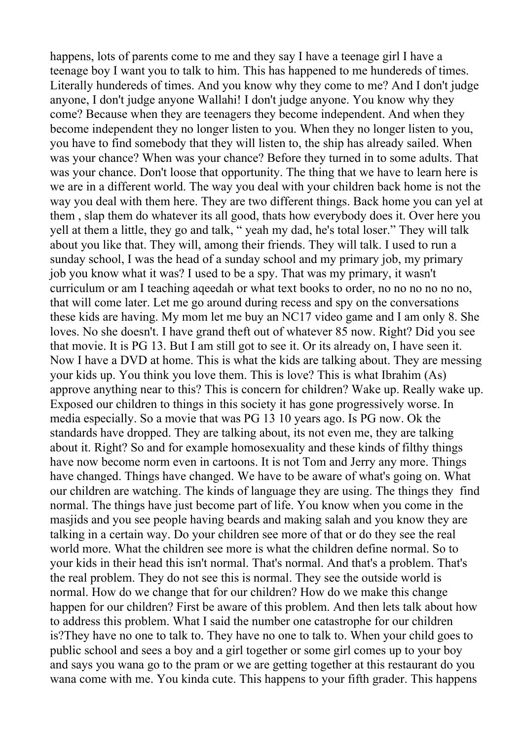happens, lots of parents come to me and they say I have a teenage girl I have a teenage boy I want you to talk to him. This has happened to me hundereds of times. Literally hundereds of times. And you know why they come to me? And I don't judge anyone, I don't judge anyone Wallahi! I don't judge anyone. You know why they come? Because when they are teenagers they become independent. And when they become independent they no longer listen to you. When they no longer listen to you, you have to find somebody that they will listen to, the ship has already sailed. When was your chance? When was your chance? Before they turned in to some adults. That was your chance. Don't loose that opportunity. The thing that we have to learn here is we are in a different world. The way you deal with your children back home is not the way you deal with them here. They are two different things. Back home you can yel at them , slap them do whatever its all good, thats how everybody does it. Over here you yell at them a little, they go and talk, " yeah my dad, he's total loser." They will talk about you like that. They will, among their friends. They will talk. I used to run a sunday school, I was the head of a sunday school and my primary job, my primary job you know what it was? I used to be a spy. That was my primary, it wasn't curriculum or am I teaching aqeedah or what text books to order, no no no no no no, that will come later. Let me go around during recess and spy on the conversations these kids are having. My mom let me buy an NC17 video game and I am only 8. She loves. No she doesn't. I have grand theft out of whatever 85 now. Right? Did you see that movie. It is PG 13. But I am still got to see it. Or its already on, I have seen it. Now I have a DVD at home. This is what the kids are talking about. They are messing your kids up. You think you love them. This is love? This is what Ibrahim (As) approve anything near to this? This is concern for children? Wake up. Really wake up. Exposed our children to things in this society it has gone progressively worse. In media especially. So a movie that was PG 13 10 years ago. Is PG now. Ok the standards have dropped. They are talking about, its not even me, they are talking about it. Right? So and for example homosexuality and these kinds of filthy things have now become norm even in cartoons. It is not Tom and Jerry any more. Things have changed. Things have changed. We have to be aware of what's going on. What our children are watching. The kinds of language they are using. The things they find normal. The things have just become part of life. You know when you come in the masjids and you see people having beards and making salah and you know they are talking in a certain way. Do your children see more of that or do they see the real world more. What the children see more is what the children define normal. So to your kids in their head this isn't normal. That's normal. And that's a problem. That's the real problem. They do not see this is normal. They see the outside world is normal. How do we change that for our children? How do we make this change happen for our children? First be aware of this problem. And then lets talk about how to address this problem. What I said the number one catastrophe for our children is?They have no one to talk to. They have no one to talk to. When your child goes to public school and sees a boy and a girl together or some girl comes up to your boy and says you wana go to the pram or we are getting together at this restaurant do you wana come with me. You kinda cute. This happens to your fifth grader. This happens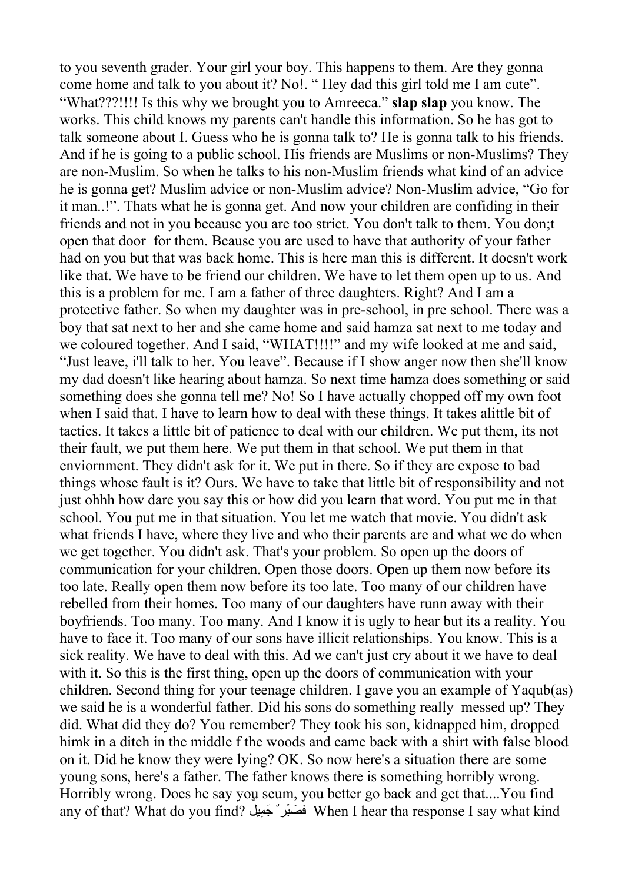to you seventh grader. Your girl your boy. This happens to them. Are they gonna come home and talk to you about it? No!. " Hey dad this girl told me I am cute". "What???!!!! Is this why we brought you to Amreeca." **slap slap** you know. The works. This child knows my parents can't handle this information. So he has got to talk someone about I. Guess who he is gonna talk to? He is gonna talk to his friends. And if he is going to a public school. His friends are Muslims or non-Muslims? They are non-Muslim. So when he talks to his non-Muslim friends what kind of an advice he is gonna get? Muslim advice or non-Muslim advice? Non-Muslim advice, "Go for it man..!". Thats what he is gonna get. And now your children are confiding in their friends and not in you because you are too strict. You don't talk to them. You don;t open that door for them. Bcause you are used to have that authority of your father had on you but that was back home. This is here man this is different. It doesn't work like that. We have to be friend our children. We have to let them open up to us. And this is a problem for me. I am a father of three daughters. Right? And I am a protective father. So when my daughter was in pre-school, in pre school. There was a boy that sat next to her and she came home and said hamza sat next to me today and we coloured together. And I said, "WHAT!!!!" and my wife looked at me and said, "Just leave, i'll talk to her. You leave". Because if I show anger now then she'll know my dad doesn't like hearing about hamza. So next time hamza does something or said something does she gonna tell me? No! So I have actually chopped off my own foot when I said that. I have to learn how to deal with these things. It takes alittle bit of tactics. It takes a little bit of patience to deal with our children. We put them, its not their fault, we put them here. We put them in that school. We put them in that enviornment. They didn't ask for it. We put in there. So if they are expose to bad things whose fault is it? Ours. We have to take that little bit of responsibility and not just ohhh how dare you say this or how did you learn that word. You put me in that school. You put me in that situation. You let me watch that movie. You didn't ask what friends I have, where they live and who their parents are and what we do when we get together. You didn't ask. That's your problem. So open up the doors of communication for your children. Open those doors. Open up them now before its too late. Really open them now before its too late. Too many of our children have rebelled from their homes. Too many of our daughters have runn away with their boyfriends. Too many. Too many. And I know it is ugly to hear but its a reality. You have to face it. Too many of our sons have illicit relationships. You know. This is a sick reality. We have to deal with this. Ad we can't just cry about it we have to deal with it. So this is the first thing, open up the doors of communication with your children. Second thing for your teenage children. I gave you an example of Yaqub(as) we said he is a wonderful father. Did his sons do something really messed up? They did. What did they do? You remember? They took his son, kidnapped him, dropped himk in a ditch in the middle f the woods and came back with a shirt with false blood on it. Did he know they were lying? OK. So now here's a situation there are some young sons, here's a father. The father knows there is something horribly wrong. Horribly wrong. Does he say you scum, you better go back and get that....You find any of that? What do you find? فَصَبْرٌ جَمِيلٌ When I hear tha response I say what kind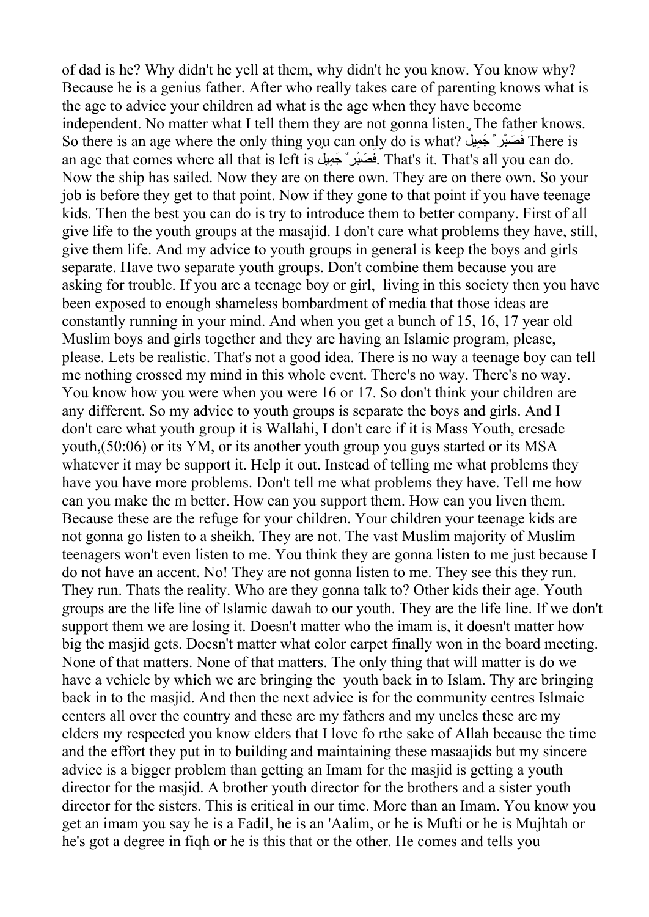of dad is he? Why didn't he yell at them, why didn't he you know. You know why? Because he is a genius father. After who really takes care of parenting knows what is the age to advice your children ad what is the age when they have become independent. No matter what I tell them they are not gonna listen. The father knows. So there is an age where the only thing you can only do is what? فَصَبْرٌ جَمِيلٌ There is an age that comes where all that is left is فَصَبْرٌ جَمِيلٌ. That's it. That's all you can do. Now the ship has sailed. Now they are on there own. They are on there own. So your job is before they get to that point. Now if they gone to that point if you have teenage kids. Then the best you can do is try to introduce them to better company. First of all give life to the youth groups at the masajid. I don't care what problems they have, still, give them life. And my advice to youth groups in general is keep the boys and girls separate. Have two separate youth groups. Don't combine them because you are asking for trouble. If you are a teenage boy or girl, living in this society then you have been exposed to enough shameless bombardment of media that those ideas are constantly running in your mind. And when you get a bunch of 15, 16, 17 year old Muslim boys and girls together and they are having an Islamic program, please, please. Lets be realistic. That's not a good idea. There is no way a teenage boy can tell me nothing crossed my mind in this whole event. There's no way. There's no way. You know how you were when you were 16 or 17. So don't think your children are any different. So my advice to youth groups is separate the boys and girls. And I don't care what youth group it is Wallahi, I don't care if it is Mass Youth, cresade youth,(50:06) or its YM, or its another youth group you guys started or its MSA whatever it may be support it. Help it out. Instead of telling me what problems they have you have more problems. Don't tell me what problems they have. Tell me how can you make the m better. How can you support them. How can you liven them. Because these are the refuge for your children. Your children your teenage kids are not gonna go listen to a sheikh. They are not. The vast Muslim majority of Muslim teenagers won't even listen to me. You think they are gonna listen to me just because I do not have an accent. No! They are not gonna listen to me. They see this they run. They run. Thats the reality. Who are they gonna talk to? Other kids their age. Youth groups are the life line of Islamic dawah to our youth. They are the life line. If we don't support them we are losing it. Doesn't matter who the imam is, it doesn't matter how big the masjid gets. Doesn't matter what color carpet finally won in the board meeting. None of that matters. None of that matters. The only thing that will matter is do we have a vehicle by which we are bringing the youth back in to Islam. Thy are bringing back in to the masjid. And then the next advice is for the community centres Islmaic centers all over the country and these are my fathers and my uncles these are my elders my respected you know elders that I love fo rthe sake of Allah because the time and the effort they put in to building and maintaining these masaajids but my sincere advice is a bigger problem than getting an Imam for the masjid is getting a youth director for the masjid. A brother youth director for the brothers and a sister youth director for the sisters. This is critical in our time. More than an Imam. You know you get an imam you say he is a Fadil, he is an 'Aalim, or he is Mufti or he is Mujhtah or he's got a degree in fiqh or he is this that or the other. He comes and tells you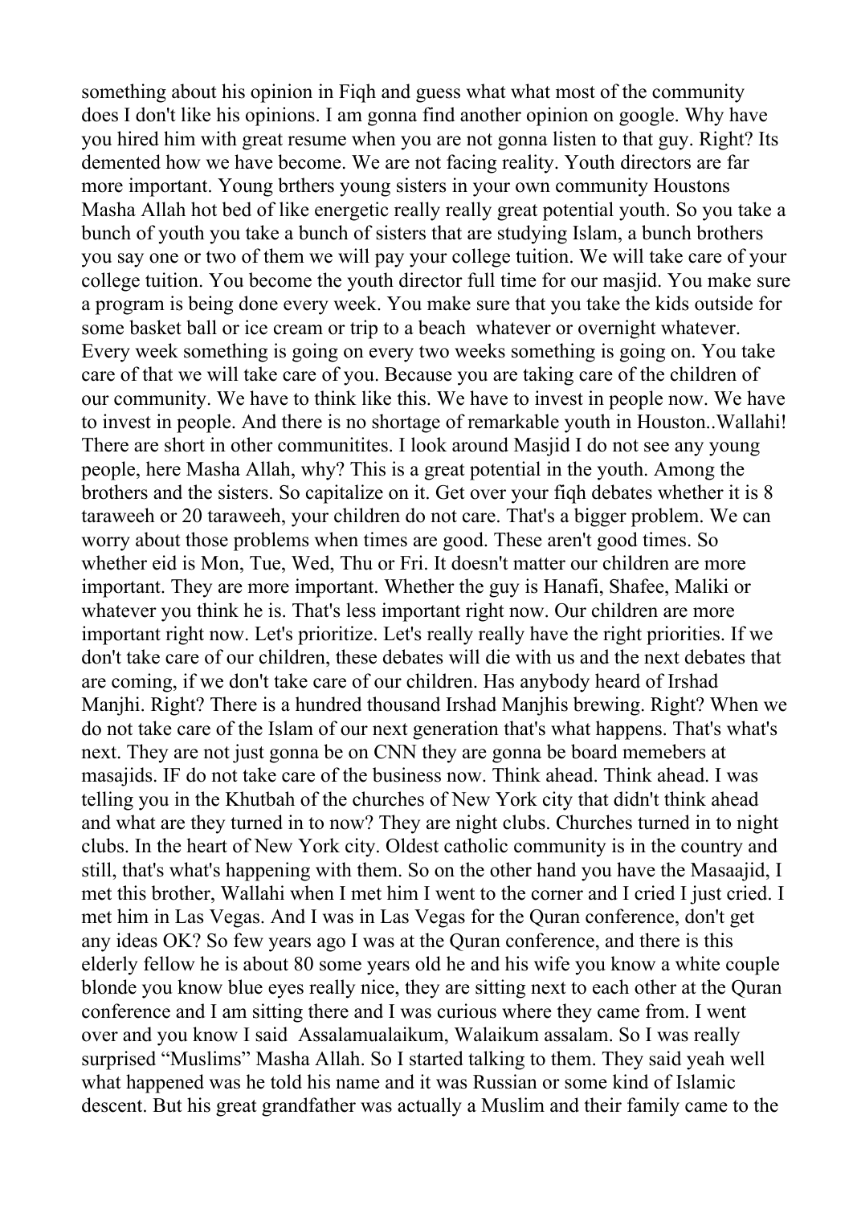something about his opinion in Fiqh and guess what what most of the community does I don't like his opinions. I am gonna find another opinion on google. Why have you hired him with great resume when you are not gonna listen to that guy. Right? Its demented how we have become. We are not facing reality. Youth directors are far more important. Young brthers young sisters in your own community Houstons Masha Allah hot bed of like energetic really really great potential youth. So you take a bunch of youth you take a bunch of sisters that are studying Islam, a bunch brothers you say one or two of them we will pay your college tuition. We will take care of your college tuition. You become the youth director full time for our masjid. You make sure a program is being done every week. You make sure that you take the kids outside for some basket ball or ice cream or trip to a beach whatever or overnight whatever. Every week something is going on every two weeks something is going on. You take care of that we will take care of you. Because you are taking care of the children of our community. We have to think like this. We have to invest in people now. We have to invest in people. And there is no shortage of remarkable youth in Houston..Wallahi! There are short in other communitites. I look around Masjid I do not see any young people, here Masha Allah, why? This is a great potential in the youth. Among the brothers and the sisters. So capitalize on it. Get over your fiqh debates whether it is 8 taraweeh or 20 taraweeh, your children do not care. That's a bigger problem. We can worry about those problems when times are good. These aren't good times. So whether eid is Mon, Tue, Wed, Thu or Fri. It doesn't matter our children are more important. They are more important. Whether the guy is Hanafi, Shafee, Maliki or whatever you think he is. That's less important right now. Our children are more important right now. Let's prioritize. Let's really really have the right priorities. If we don't take care of our children, these debates will die with us and the next debates that are coming, if we don't take care of our children. Has anybody heard of Irshad Manjhi. Right? There is a hundred thousand Irshad Manjhis brewing. Right? When we do not take care of the Islam of our next generation that's what happens. That's what's next. They are not just gonna be on CNN they are gonna be board memebers at masajids. IF do not take care of the business now. Think ahead. Think ahead. I was telling you in the Khutbah of the churches of New York city that didn't think ahead and what are they turned in to now? They are night clubs. Churches turned in to night clubs. In the heart of New York city. Oldest catholic community is in the country and still, that's what's happening with them. So on the other hand you have the Masaajid, I met this brother, Wallahi when I met him I went to the corner and I cried I just cried. I met him in Las Vegas. And I was in Las Vegas for the Quran conference, don't get any ideas OK? So few years ago I was at the Quran conference, and there is this elderly fellow he is about 80 some years old he and his wife you know a white couple blonde you know blue eyes really nice, they are sitting next to each other at the Quran conference and I am sitting there and I was curious where they came from. I went over and you know I said Assalamualaikum, Walaikum assalam. So I was really surprised "Muslims" Masha Allah. So I started talking to them. They said yeah well what happened was he told his name and it was Russian or some kind of Islamic descent. But his great grandfather was actually a Muslim and their family came to the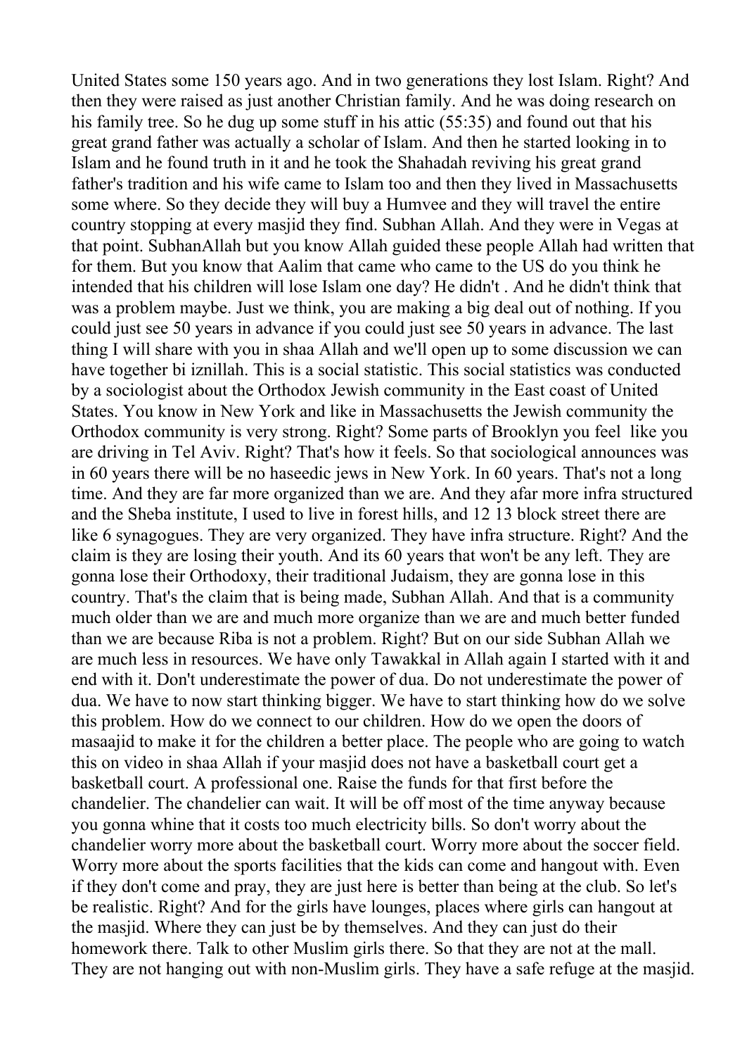United States some 150 years ago. And in two generations they lost Islam. Right? And then they were raised as just another Christian family. And he was doing research on his family tree. So he dug up some stuff in his attic (55:35) and found out that his great grand father was actually a scholar of Islam. And then he started looking in to Islam and he found truth in it and he took the Shahadah reviving his great grand father's tradition and his wife came to Islam too and then they lived in Massachusetts some where. So they decide they will buy a Humvee and they will travel the entire country stopping at every masjid they find. Subhan Allah. And they were in Vegas at that point. SubhanAllah but you know Allah guided these people Allah had written that for them. But you know that Aalim that came who came to the US do you think he intended that his children will lose Islam one day? He didn't . And he didn't think that was a problem maybe. Just we think, you are making a big deal out of nothing. If you could just see 50 years in advance if you could just see 50 years in advance. The last thing I will share with you in shaa Allah and we'll open up to some discussion we can have together bi iznillah. This is a social statistic. This social statistics was conducted by a sociologist about the Orthodox Jewish community in the East coast of United States. You know in New York and like in Massachusetts the Jewish community the Orthodox community is very strong. Right? Some parts of Brooklyn you feel like you are driving in Tel Aviv. Right? That's how it feels. So that sociological announces was in 60 years there will be no haseedic jews in New York. In 60 years. That's not a long time. And they are far more organized than we are. And they afar more infra structured and the Sheba institute, I used to live in forest hills, and 12 13 block street there are like 6 synagogues. They are very organized. They have infra structure. Right? And the claim is they are losing their youth. And its 60 years that won't be any left. They are gonna lose their Orthodoxy, their traditional Judaism, they are gonna lose in this country. That's the claim that is being made, Subhan Allah. And that is a community much older than we are and much more organize than we are and much better funded than we are because Riba is not a problem. Right? But on our side Subhan Allah we are much less in resources. We have only Tawakkal in Allah again I started with it and end with it. Don't underestimate the power of dua. Do not underestimate the power of dua. We have to now start thinking bigger. We have to start thinking how do we solve this problem. How do we connect to our children. How do we open the doors of masaajid to make it for the children a better place. The people who are going to watch this on video in shaa Allah if your masjid does not have a basketball court get a basketball court. A professional one. Raise the funds for that first before the chandelier. The chandelier can wait. It will be off most of the time anyway because you gonna whine that it costs too much electricity bills. So don't worry about the chandelier worry more about the basketball court. Worry more about the soccer field. Worry more about the sports facilities that the kids can come and hangout with. Even if they don't come and pray, they are just here is better than being at the club. So let's be realistic. Right? And for the girls have lounges, places where girls can hangout at the masjid. Where they can just be by themselves. And they can just do their homework there. Talk to other Muslim girls there. So that they are not at the mall. They are not hanging out with non-Muslim girls. They have a safe refuge at the masjid.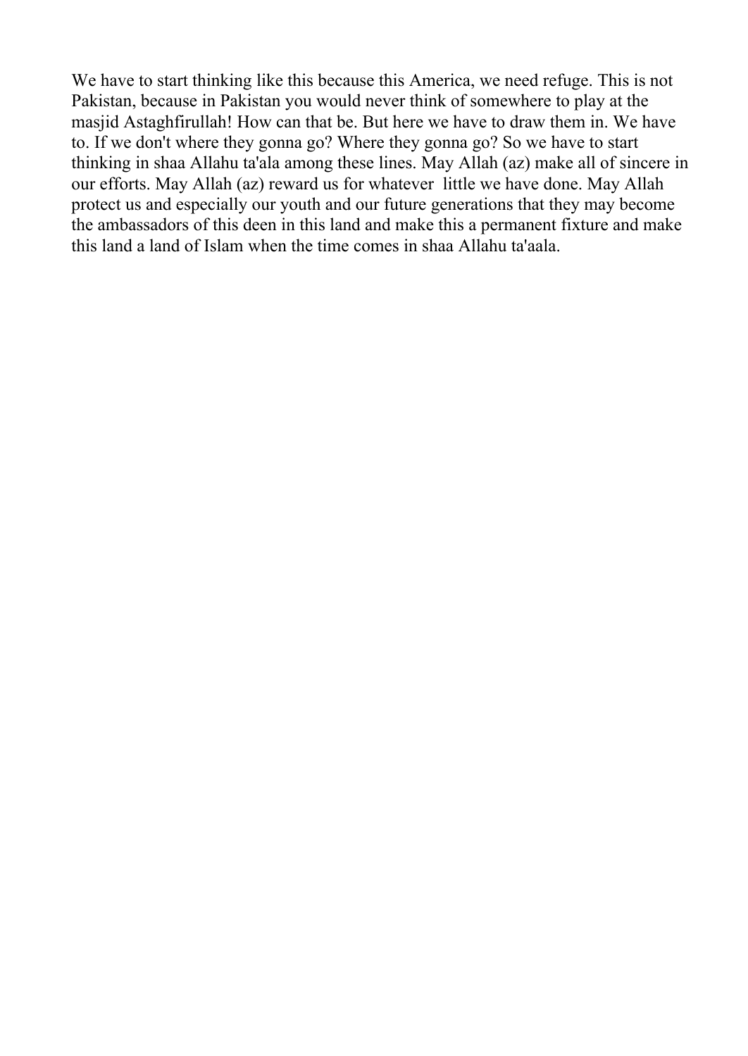We have to start thinking like this because this America, we need refuge. This is not Pakistan, because in Pakistan you would never think of somewhere to play at the masjid Astaghfirullah! How can that be. But here we have to draw them in. We have to. If we don't where they gonna go? Where they gonna go? So we have to start thinking in shaa Allahu ta'ala among these lines. May Allah (az) make all of sincere in our efforts. May Allah (az) reward us for whatever little we have done. May Allah protect us and especially our youth and our future generations that they may become the ambassadors of this deen in this land and make this a permanent fixture and make this land a land of Islam when the time comes in shaa Allahu ta'aala.